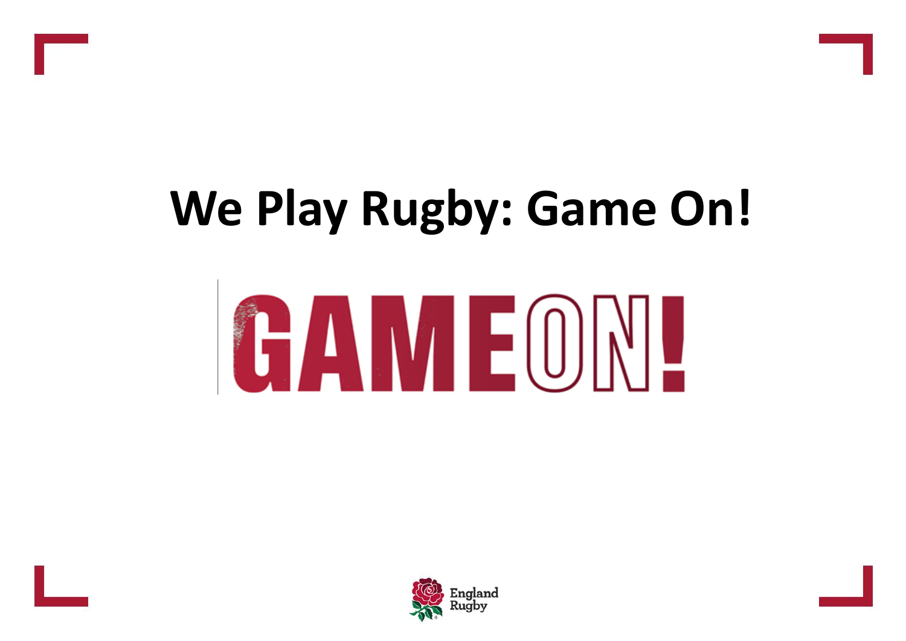# We Play Rugby: Game On!

GAMEON!

England Rugby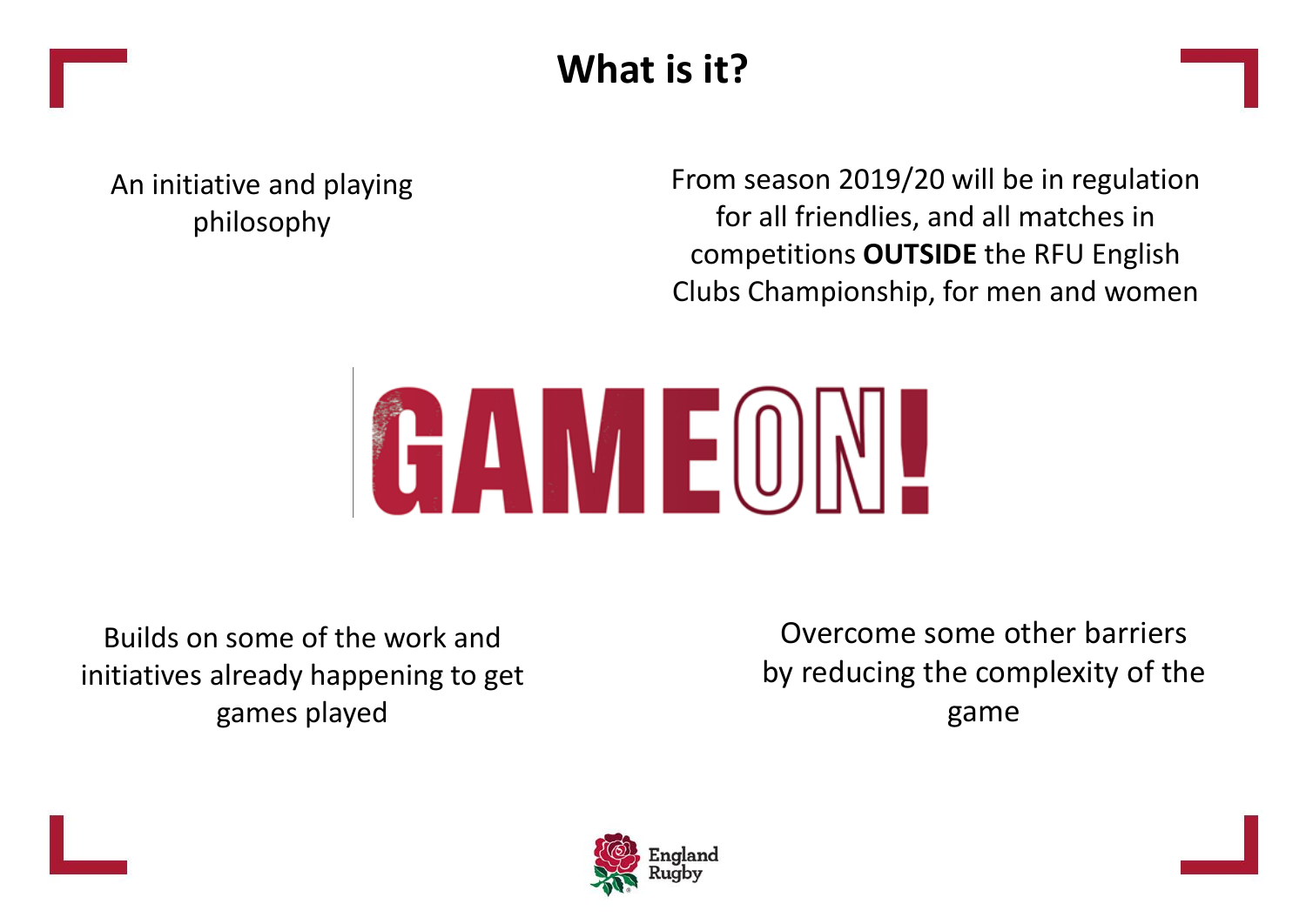# What is it?

An initiative and playing philosophy

From season 2019/20 will be in regulation for all friendlies, and all matches in competitions **OUTSIDE** the RFU English Clubs Championship, for men and women

GAMEON!

Builds on some of the work and initiatives already happening to get games played

Overcome some other barriers by reducing the complexity of the game

England Rugby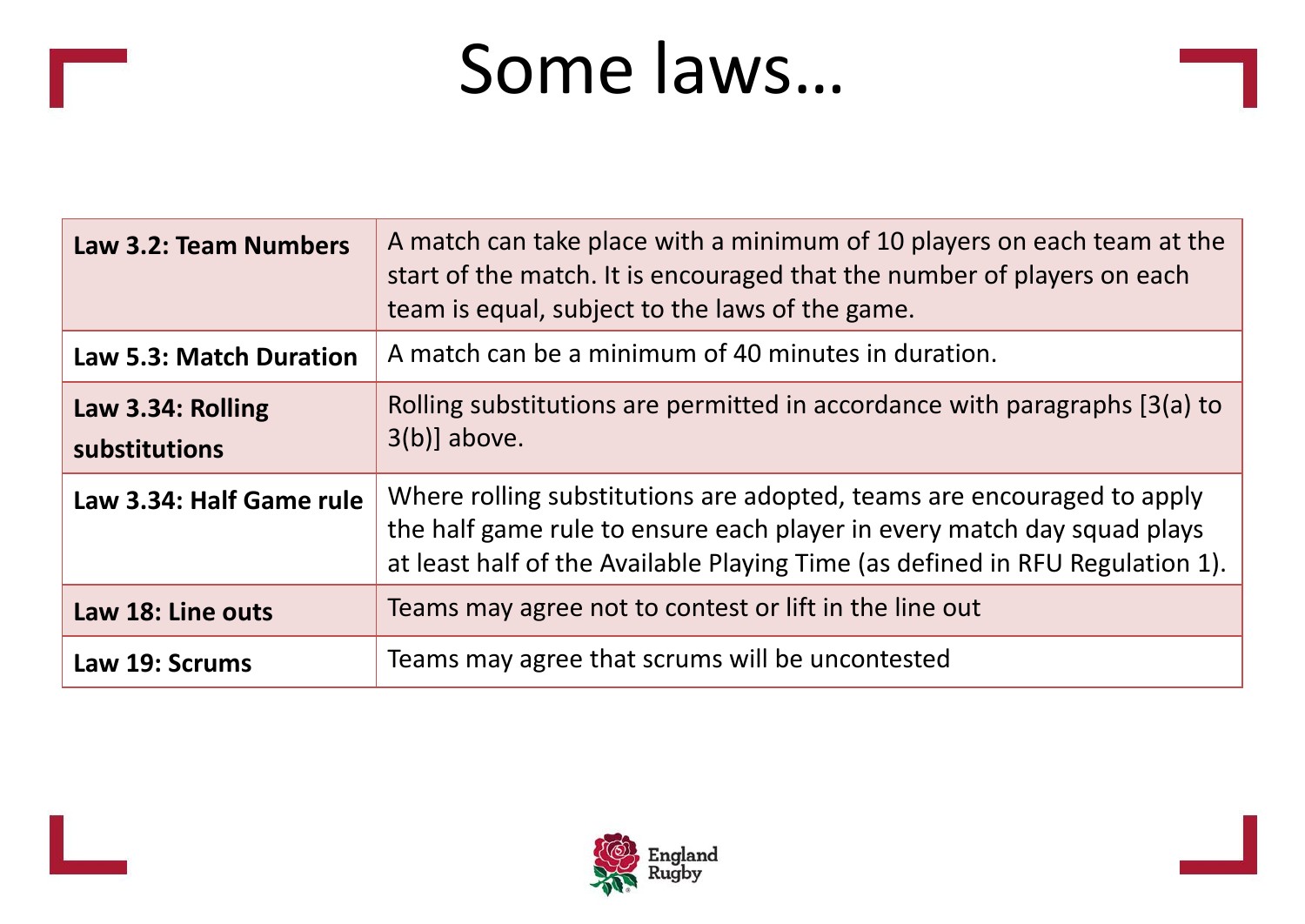# Some laws…

| | |
|---|---|
| **Law 3.2: Team Numbers** | A match can take place with a minimum of 10 players on each team at the start of the match. It is encouraged that the number of players on each team is equal, subject to the laws of the game. |
| **Law 5.3: Match Duration** | A match can be a minimum of 40 minutes in duration. |
| **Law 3.34: Rolling substitutions** | Rolling substitutions are permitted in accordance with paragraphs [3(a) to 3(b)] above. |
| **Law 3.34: Half Game rule** | Where rolling substitutions are adopted, teams are encouraged to apply the half game rule to ensure each player in every match day squad plays at least half of the Available Playing Time (as defined in RFU Regulation 1). |
| **Law 18: Line outs** | Teams may agree not to contest or lift in the line out |
| **Law 19: Scrums** | Teams may agree that scrums will be uncontested |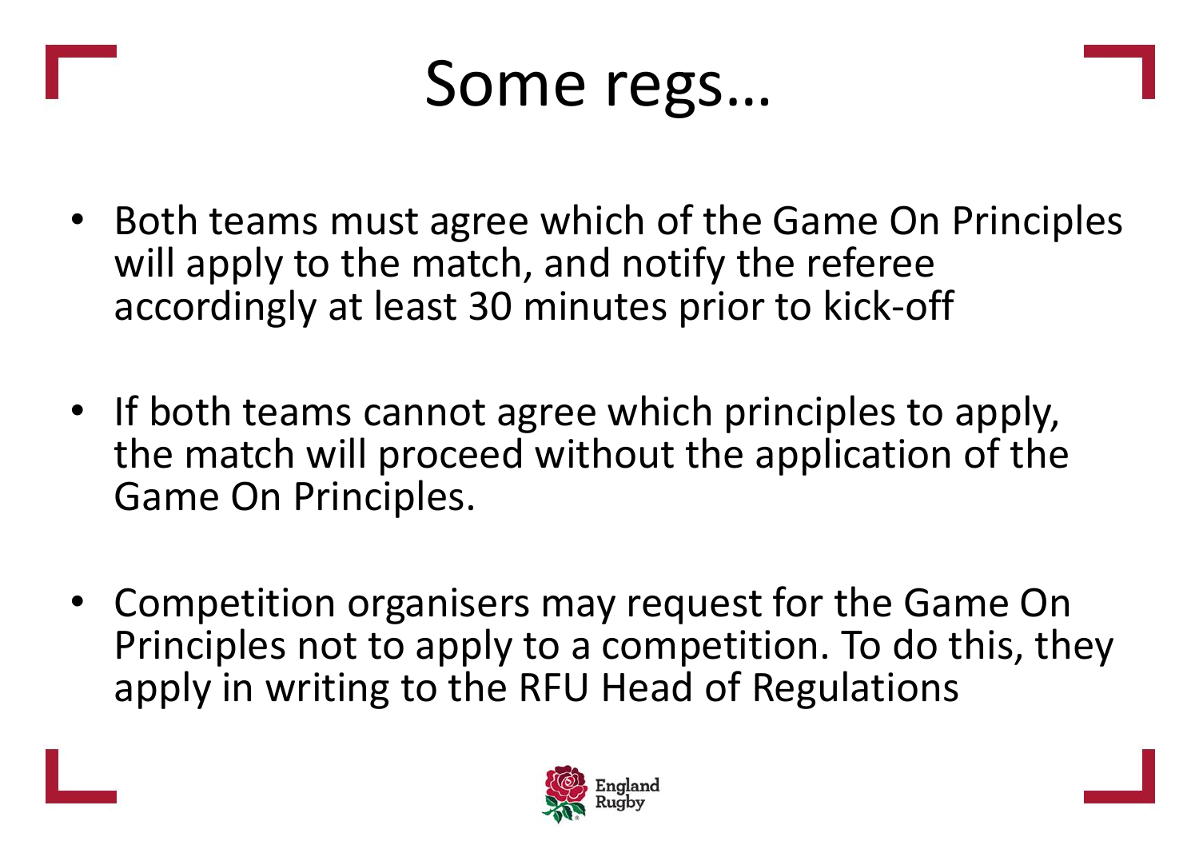# Some regs…

- Both teams must agree which of the Game On Principles will apply to the match, and notify the referee accordingly at least 30 minutes prior to kick-off
- If both teams cannot agree which principles to apply, the match will proceed without the application of the Game On Principles.
- Competition organisers may request for the Game On Principles not to apply to a competition. To do this, they apply in writing to the RFU Head of Regulations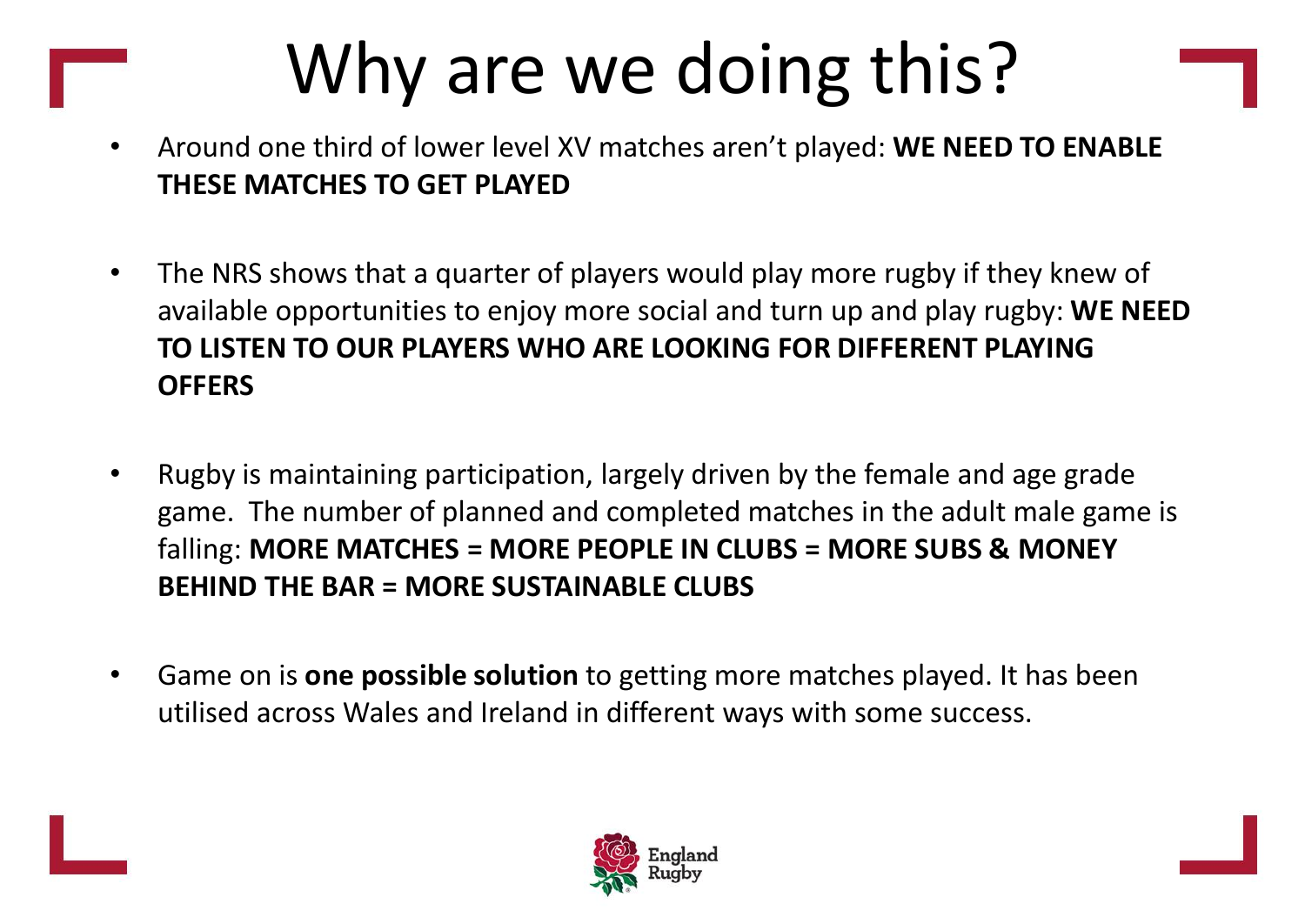# Why are we doing this?

- Around one third of lower level XV matches aren't played: **WE NEED TO ENABLE THESE MATCHES TO GET PLAYED**

- The NRS shows that a quarter of players would play more rugby if they knew of available opportunities to enjoy more social and turn up and play rugby: **WE NEED TO LISTEN TO OUR PLAYERS WHO ARE LOOKING FOR DIFFERENT PLAYING OFFERS**

- Rugby is maintaining participation, largely driven by the female and age grade game. The number of planned and completed matches in the adult male game is falling: **MORE MATCHES = MORE PEOPLE IN CLUBS = MORE SUBS & MONEY BEHIND THE BAR = MORE SUSTAINABLE CLUBS**

- Game on is **one possible solution** to getting more matches played. It has been utilised across Wales and Ireland in different ways with some success.

England Rugby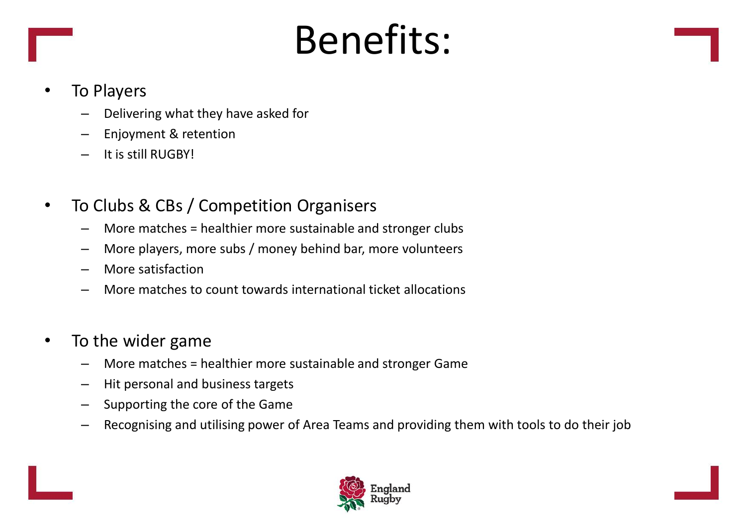# Benefits:

- To Players
  - Delivering what they have asked for
  - Enjoyment & retention
  - It is still RUGBY!

- To Clubs & CBs / Competition Organisers
  - More matches = healthier more sustainable and stronger clubs
  - More players, more subs / money behind bar, more volunteers
  - More satisfaction
  - More matches to count towards international ticket allocations

- To the wider game
  - More matches = healthier more sustainable and stronger Game
  - Hit personal and business targets
  - Supporting the core of the Game
  - Recognising and utilising power of Area Teams and providing them with tools to do their job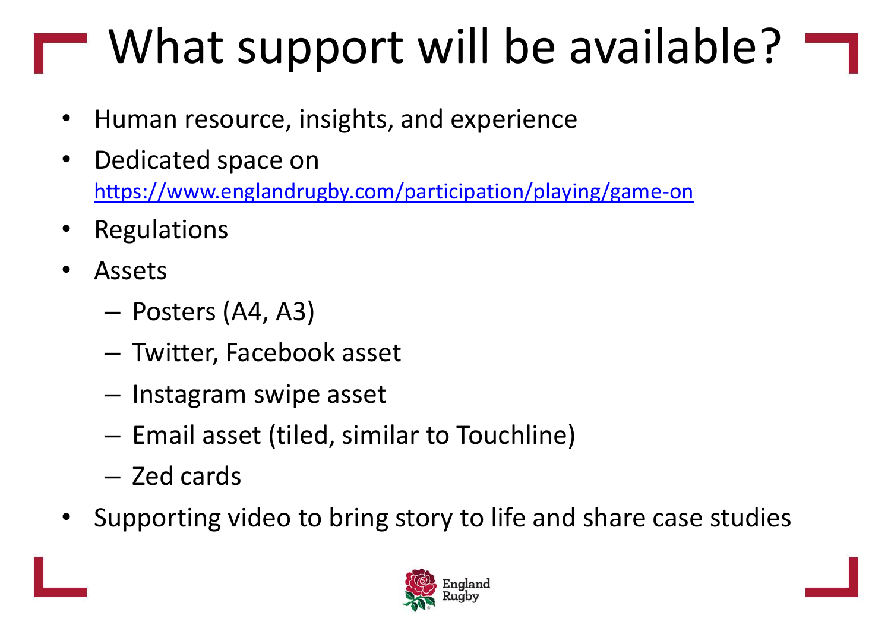# What support will be available?

- Human resource, insights, and experience
- Dedicated space on https://www.englandrugby.com/participation/playing/game-on
- Regulations
- Assets
  - Posters (A4, A3)
  - Twitter, Facebook asset
  - Instagram swipe asset
  - Email asset (tiled, similar to Touchline)
  - Zed cards
- Supporting video to bring story to life and share case studies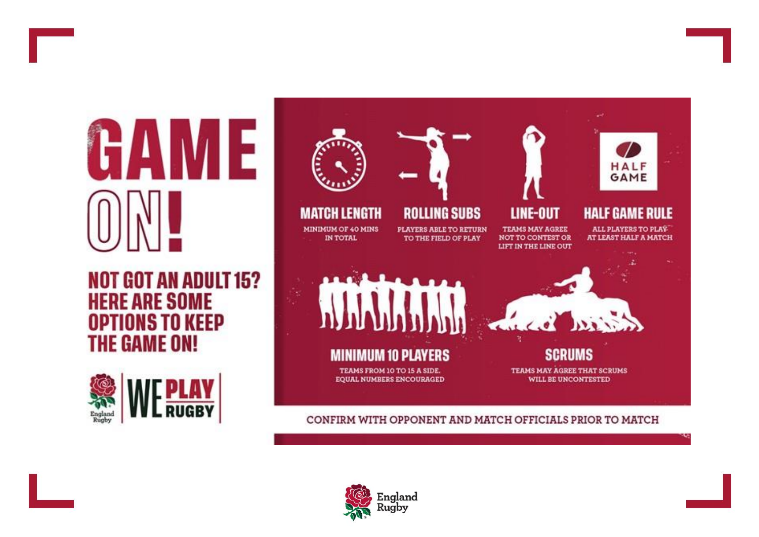# GAME ON!

## NOT GOT AN ADULT 15? HERE ARE SOME OPTIONS TO KEEP THE GAME ON!

WE PLAY RUGBY

### MATCH LENGTH

MINIMUM OF 40 MINS IN TOTAL

### ROLLING SUBS

PLAYERS ABLE TO RETURN TO THE FIELD OF PLAY

### LINE-OUT

TEAMS MAY AGREE NOT TO CONTEST OR LIFT IN THE LINE OUT

### HALF GAME RULE

ALL PLAYERS TO PLAY AT LEAST HALF A MATCH

### MINIMUM 10 PLAYERS

TEAMS FROM 10 TO 15 A SIDE. EQUAL NUMBERS ENCOURAGED

### SCRUMS

TEAMS MAY AGREE THAT SCRUMS WILL BE UNCONTESTED

CONFIRM WITH OPPONENT AND MATCH OFFICIALS PRIOR TO MATCH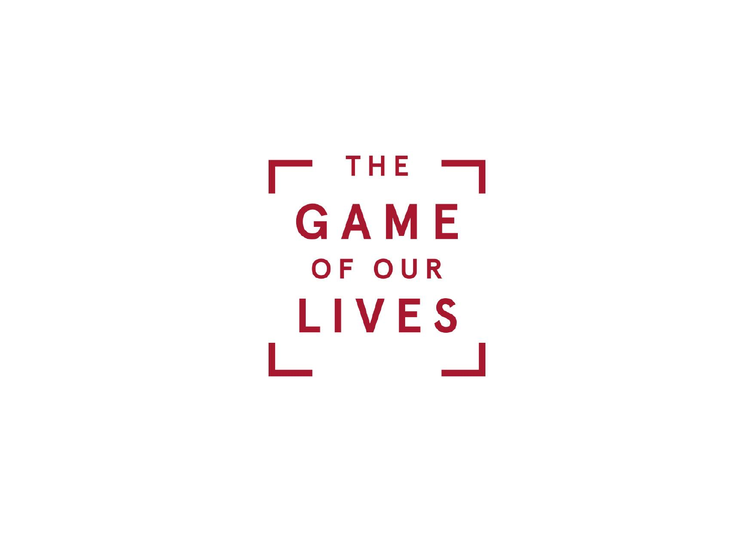THE

GAME

OF OUR

LIVES